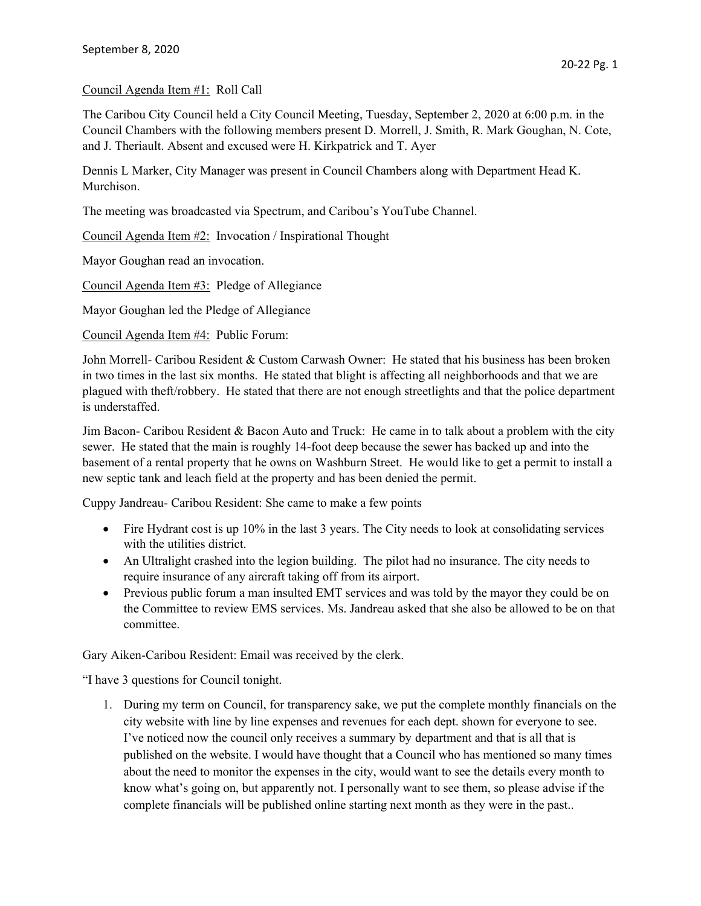September 8, 2020

Council Agenda Item #1: Roll Call

The Caribou City Council held a City Council Meeting, Tuesday, September 2, 2020 at 6:00 p.m. in the Council Chambers with the following members present D. Morrell, J. Smith, R. Mark Goughan, N. Cote, and J. Theriault. Absent and excused were H. Kirkpatrick and T. Ayer

Dennis L Marker, City Manager was present in Council Chambers along with Department Head K. Murchison.

The meeting was broadcasted via Spectrum, and Caribou's YouTube Channel.

Council Agenda Item #2: Invocation / Inspirational Thought

Mayor Goughan read an invocation.

Council Agenda Item #3: Pledge of Allegiance

Mayor Goughan led the Pledge of Allegiance

Council Agenda Item #4: Public Forum:

John Morrell- Caribou Resident & Custom Carwash Owner: He stated that his business has been broken in two times in the last six months. He stated that blight is affecting all neighborhoods and that we are plagued with theft/robbery. He stated that there are not enough streetlights and that the police department is understaffed.

Jim Bacon- Caribou Resident & Bacon Auto and Truck: He came in to talk about a problem with the city sewer. He stated that the main is roughly 14-foot deep because the sewer has backed up and into the basement of a rental property that he owns on Washburn Street. He would like to get a permit to install a new septic tank and leach field at the property and has been denied the permit.

Cuppy Jandreau- Caribou Resident: She came to make a few points

- Fire Hydrant cost is up 10% in the last 3 years. The City needs to look at consolidating services with the utilities district.
- An Ultralight crashed into the legion building. The pilot had no insurance. The city needs to require insurance of any aircraft taking off from its airport.
- Previous public forum a man insulted EMT services and was told by the mayor they could be on the Committee to review EMS services. Ms. Jandreau asked that she also be allowed to be on that committee.

Gary Aiken-Caribou Resident: Email was received by the clerk.

"I have 3 questions for Council tonight.

1. During my term on Council, for transparency sake, we put the complete monthly financials on the city website with line by line expenses and revenues for each dept. shown for everyone to see. I've noticed now the council only receives a summary by department and that is all that is published on the website. I would have thought that a Council who has mentioned so many times about the need to monitor the expenses in the city, would want to see the details every month to know what's going on, but apparently not. I personally want to see them, so please advise if the complete financials will be published online starting next month as they were in the past..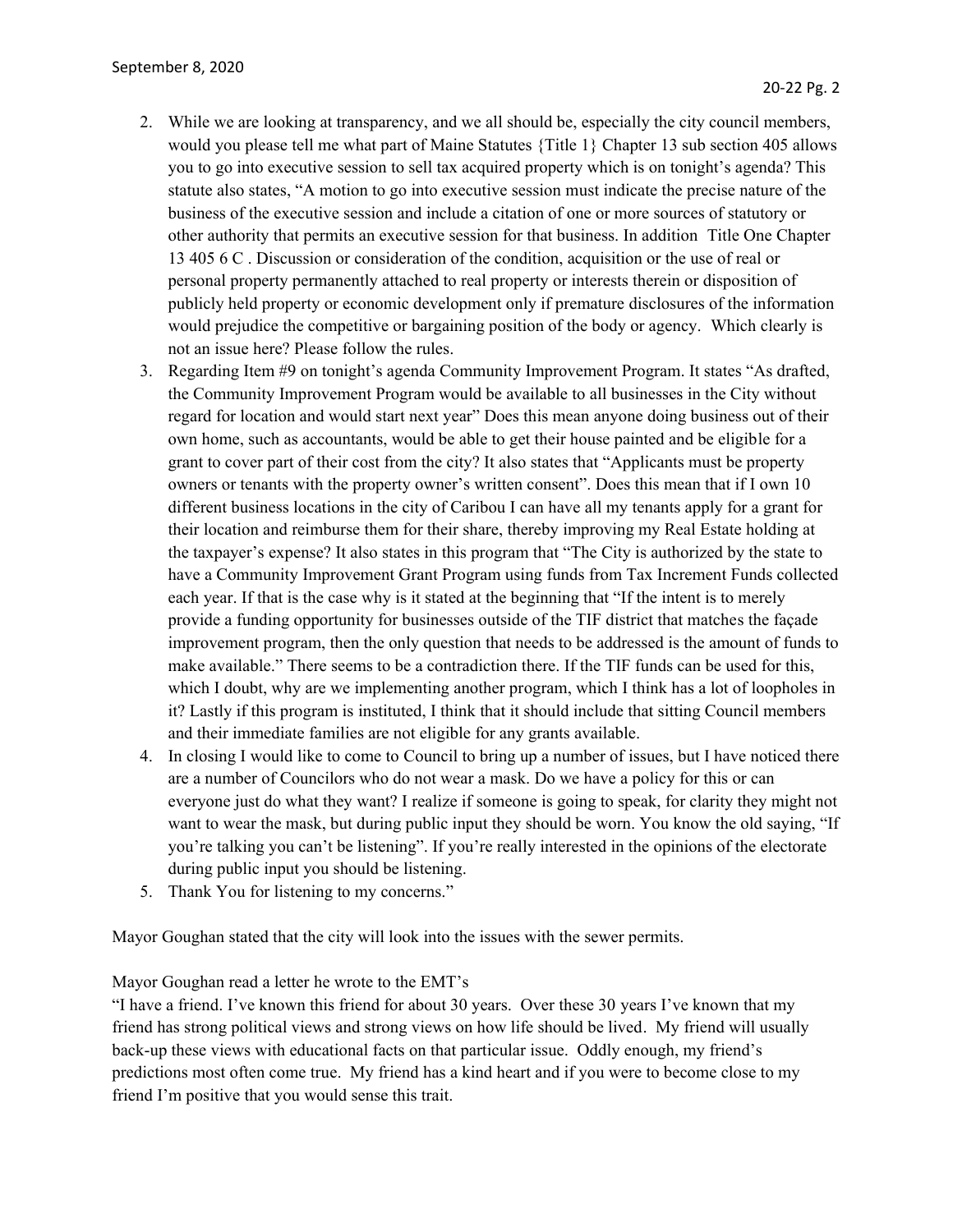2. While we are looking at transparency, and we all should be, especially the city council members, would you please tell me what part of Maine Statutes {Title 1} Chapter 13 sub section 405 allows you to go into executive session to sell tax acquired property which is on tonight's agenda? This statute also states, "A motion to go into executive session must indicate the precise nature of the business of the executive session and include a citation of one or more sources of statutory or other authority that permits an executive session for that business. In addition Title One Chapter 13 405 6 C . Discussion or consideration of the condition, acquisition or the use of real or personal property permanently attached to real property or interests therein or disposition of publicly held property or economic development only if premature disclosures of the information would prejudice the competitive or bargaining position of the body or agency. Which clearly is not an issue here? Please follow the rules.
3. Regarding Item #9 on tonight's agenda Community Improvement Program. It states "As drafted, the Community Improvement Program would be available to all businesses in the City without regard for location and would start next year" Does this mean anyone doing business out of their own home, such as accountants, would be able to get their house painted and be eligible for a grant to cover part of their cost from the city? It also states that "Applicants must be property owners or tenants with the property owner's written consent". Does this mean that if I own 10 different business locations in the city of Caribou I can have all my tenants apply for a grant for their location and reimburse them for their share, thereby improving my Real Estate holding at the taxpayer's expense? It also states in this program that "The City is authorized by the state to have a Community Improvement Grant Program using funds from Tax Increment Funds collected each year. If that is the case why is it stated at the beginning that "If the intent is to merely provide a funding opportunity for businesses outside of the TIF district that matches the façade improvement program, then the only question that needs to be addressed is the amount of funds to make available." There seems to be a contradiction there. If the TIF funds can be used for this, which I doubt, why are we implementing another program, which I think has a lot of loopholes in it? Lastly if this program is instituted, I think that it should include that sitting Council members and their immediate families are not eligible for any grants available.
4. In closing I would like to come to Council to bring up a number of issues, but I have noticed there are a number of Councilors who do not wear a mask. Do we have a policy for this or can everyone just do what they want? I realize if someone is going to speak, for clarity they might not want to wear the mask, but during public input they should be worn. You know the old saying, "If you're talking you can't be listening". If you're really interested in the opinions of the electorate during public input you should be listening.
5. Thank You for listening to my concerns."

Mayor Goughan stated that the city will look into the issues with the sewer permits.

Mayor Goughan read a letter he wrote to the EMT's

"I have a friend. I've known this friend for about 30 years. Over these 30 years I've known that my friend has strong political views and strong views on how life should be lived. My friend will usually back-up these views with educational facts on that particular issue. Oddly enough, my friend's predictions most often come true. My friend has a kind heart and if you were to become close to my friend I'm positive that you would sense this trait.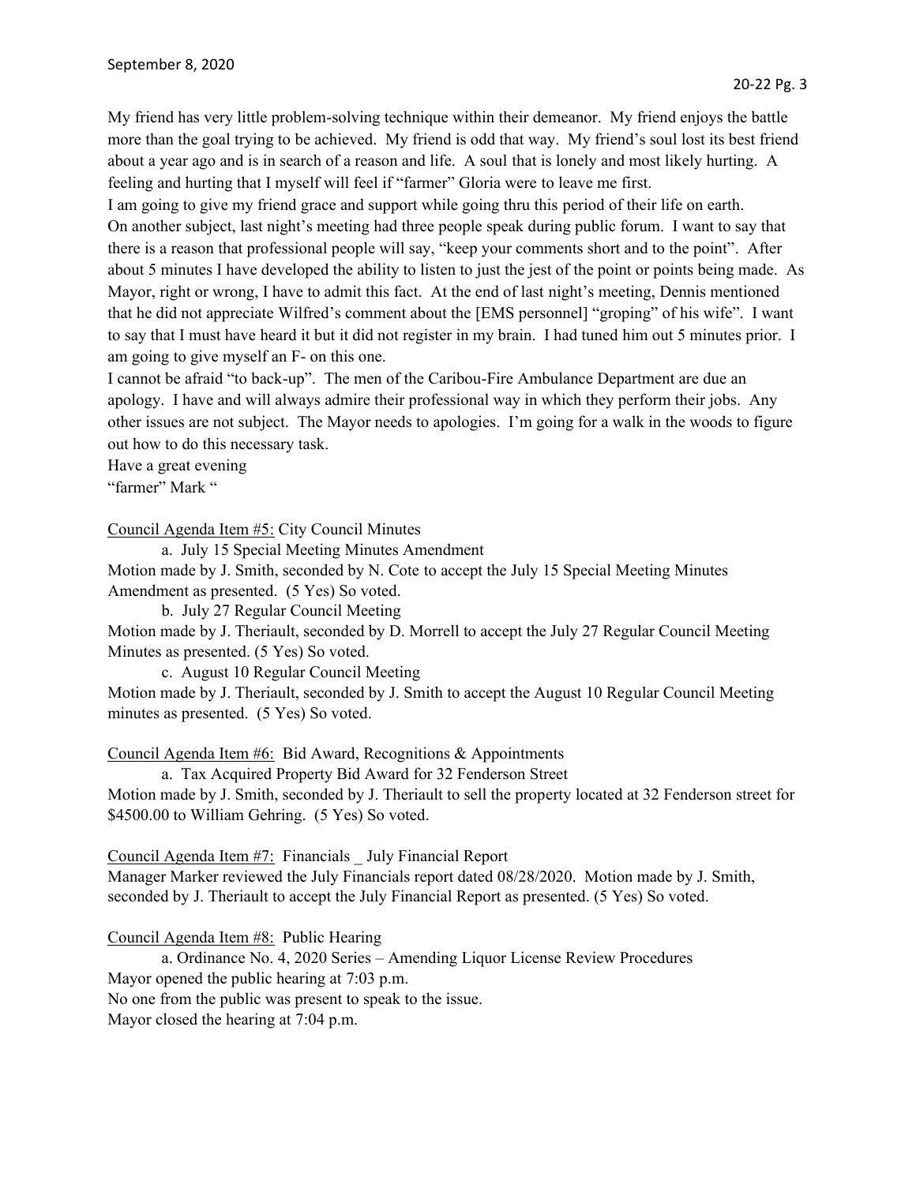My friend has very little problem-solving technique within their demeanor. My friend enjoys the battle more than the goal trying to be achieved. My friend is odd that way. My friend's soul lost its best friend about a year ago and is in search of a reason and life. A soul that is lonely and most likely hurting. A feeling and hurting that I myself will feel if "farmer" Gloria were to leave me first.

I am going to give my friend grace and support while going thru this period of their life on earth.

On another subject, last night's meeting had three people speak during public forum. I want to say that there is a reason that professional people will say, "keep your comments short and to the point". After about 5 minutes I have developed the ability to listen to just the jest of the point or points being made. As Mayor, right or wrong, I have to admit this fact. At the end of last night's meeting, Dennis mentioned that he did not appreciate Wilfred's comment about the [EMS personnel] "groping" of his wife". I want to say that I must have heard it but it did not register in my brain. I had tuned him out 5 minutes prior. I am going to give myself an F- on this one.

I cannot be afraid "to back-up". The men of the Caribou-Fire Ambulance Department are due an apology. I have and will always admire their professional way in which they perform their jobs. Any other issues are not subject. The Mayor needs to apologies. I'm going for a walk in the woods to figure out how to do this necessary task.

Have a great evening

"farmer" Mark "

<u>Council Agenda Item #5:</u> City Council Minutes

a. July 15 Special Meeting Minutes Amendment

Motion made by J. Smith, seconded by N. Cote to accept the July 15 Special Meeting Minutes Amendment as presented. (5 Yes) So voted.

b. July 27 Regular Council Meeting

Motion made by J. Theriault, seconded by D. Morrell to accept the July 27 Regular Council Meeting Minutes as presented. (5 Yes) So voted.

c. August 10 Regular Council Meeting

Motion made by J. Theriault, seconded by J. Smith to accept the August 10 Regular Council Meeting minutes as presented. (5 Yes) So voted.

<u>Council Agenda Item #6:</u> Bid Award, Recognitions & Appointments

a. Tax Acquired Property Bid Award for 32 Fenderson Street

Motion made by J. Smith, seconded by J. Theriault to sell the property located at 32 Fenderson street for $4500.00 to William Gehring. (5 Yes) So voted.

<u>Council Agenda Item #7:</u> Financials _ July Financial Report

Manager Marker reviewed the July Financials report dated 08/28/2020. Motion made by J. Smith, seconded by J. Theriault to accept the July Financial Report as presented. (5 Yes) So voted.

<u>Council Agenda Item #8:</u> Public Hearing

a. Ordinance No. 4, 2020 Series – Amending Liquor License Review Procedures

Mayor opened the public hearing at 7:03 p.m.

No one from the public was present to speak to the issue.

Mayor closed the hearing at 7:04 p.m.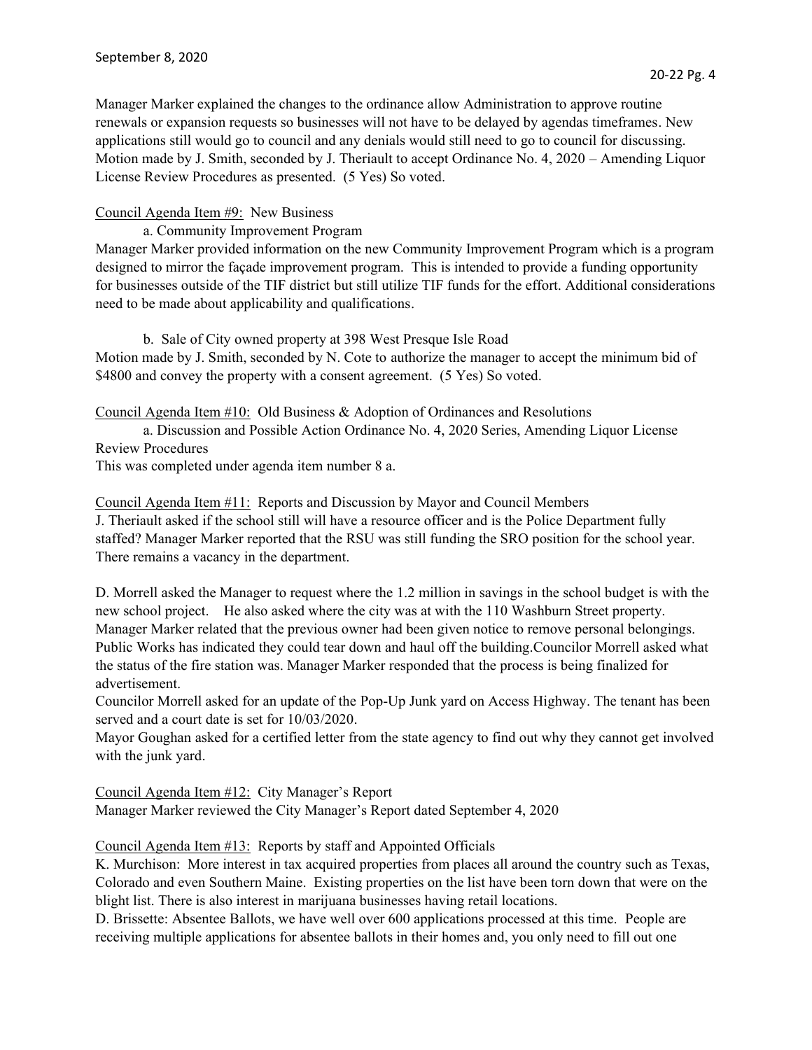Manager Marker explained the changes to the ordinance allow Administration to approve routine renewals or expansion requests so businesses will not have to be delayed by agendas timeframes. New applications still would go to council and any denials would still need to go to council for discussing. Motion made by J. Smith, seconded by J. Theriault to accept Ordinance No. 4, 2020 – Amending Liquor License Review Procedures as presented. (5 Yes) So voted.

Council Agenda Item #9: New Business

a. Community Improvement Program

Manager Marker provided information on the new Community Improvement Program which is a program designed to mirror the façade improvement program. This is intended to provide a funding opportunity for businesses outside of the TIF district but still utilize TIF funds for the effort. Additional considerations need to be made about applicability and qualifications.

b. Sale of City owned property at 398 West Presque Isle Road

Motion made by J. Smith, seconded by N. Cote to authorize the manager to accept the minimum bid of $4800 and convey the property with a consent agreement. (5 Yes) So voted.

Council Agenda Item #10: Old Business & Adoption of Ordinances and Resolutions

a. Discussion and Possible Action Ordinance No. 4, 2020 Series, Amending Liquor License Review Procedures

This was completed under agenda item number 8 a.

Council Agenda Item #11: Reports and Discussion by Mayor and Council Members

J. Theriault asked if the school still will have a resource officer and is the Police Department fully staffed? Manager Marker reported that the RSU was still funding the SRO position for the school year. There remains a vacancy in the department.

D. Morrell asked the Manager to request where the 1.2 million in savings in the school budget is with the new school project. He also asked where the city was at with the 110 Washburn Street property. Manager Marker related that the previous owner had been given notice to remove personal belongings. Public Works has indicated they could tear down and haul off the building.Councilor Morrell asked what the status of the fire station was. Manager Marker responded that the process is being finalized for advertisement.

Councilor Morrell asked for an update of the Pop-Up Junk yard on Access Highway. The tenant has been served and a court date is set for 10/03/2020.

Mayor Goughan asked for a certified letter from the state agency to find out why they cannot get involved with the junk yard.

Council Agenda Item #12: City Manager's Report

Manager Marker reviewed the City Manager's Report dated September 4, 2020

Council Agenda Item #13: Reports by staff and Appointed Officials

K. Murchison: More interest in tax acquired properties from places all around the country such as Texas, Colorado and even Southern Maine. Existing properties on the list have been torn down that were on the blight list. There is also interest in marijuana businesses having retail locations.

D. Brissette: Absentee Ballots, we have well over 600 applications processed at this time. People are receiving multiple applications for absentee ballots in their homes and, you only need to fill out one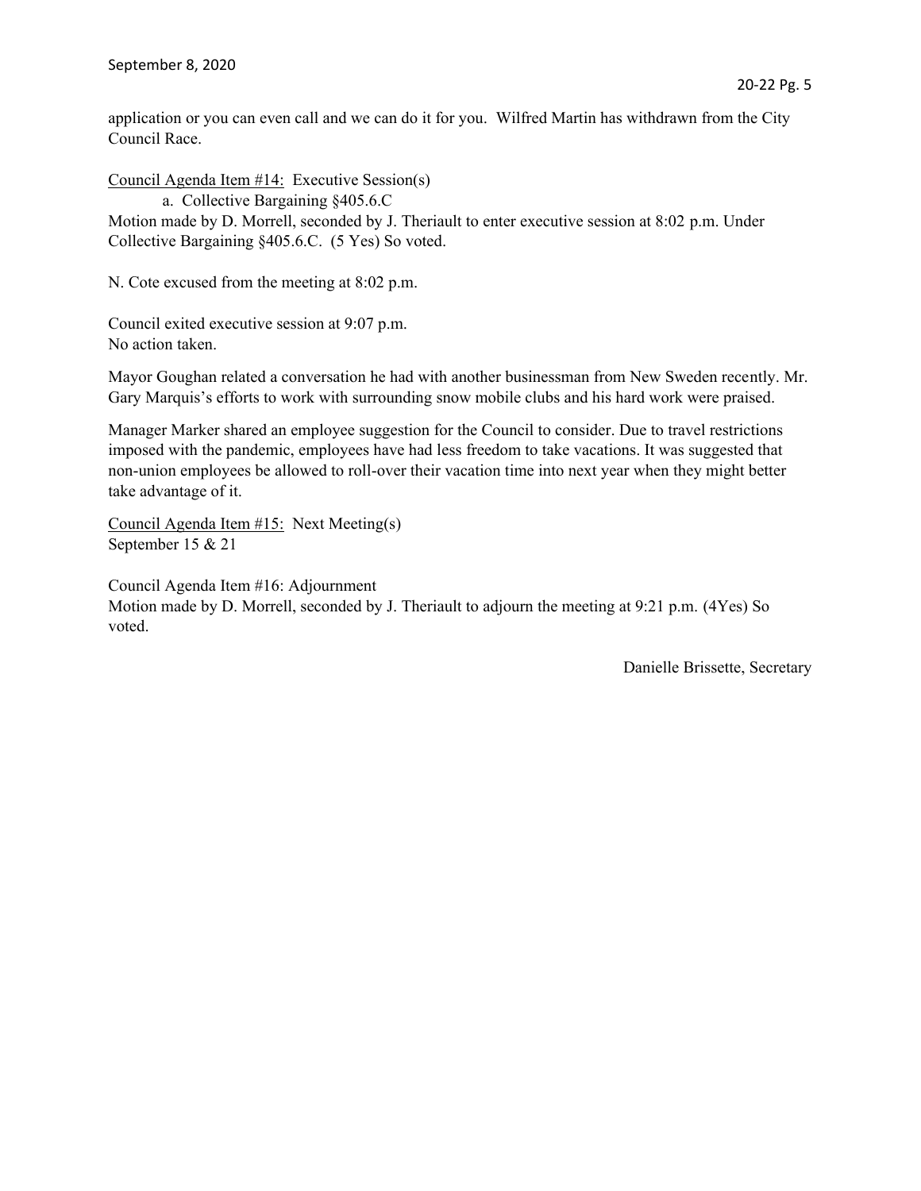application or you can even call and we can do it for you. Wilfred Martin has withdrawn from the City Council Race.

<u>Council Agenda Item #14:</u> Executive Session(s)

a. Collective Bargaining §405.6.C

Motion made by D. Morrell, seconded by J. Theriault to enter executive session at 8:02 p.m. Under Collective Bargaining §405.6.C. (5 Yes) So voted.

N. Cote excused from the meeting at 8:02 p.m.

Council exited executive session at 9:07 p.m.
No action taken.

Mayor Goughan related a conversation he had with another businessman from New Sweden recently. Mr. Gary Marquis's efforts to work with surrounding snow mobile clubs and his hard work were praised.

Manager Marker shared an employee suggestion for the Council to consider. Due to travel restrictions imposed with the pandemic, employees have had less freedom to take vacations. It was suggested that non-union employees be allowed to roll-over their vacation time into next year when they might better take advantage of it.

<u>Council Agenda Item #15:</u> Next Meeting(s)
September 15 & 21

Council Agenda Item #16: Adjournment
Motion made by D. Morrell, seconded by J. Theriault to adjourn the meeting at 9:21 p.m. (4Yes) So voted.

Danielle Brissette, Secretary